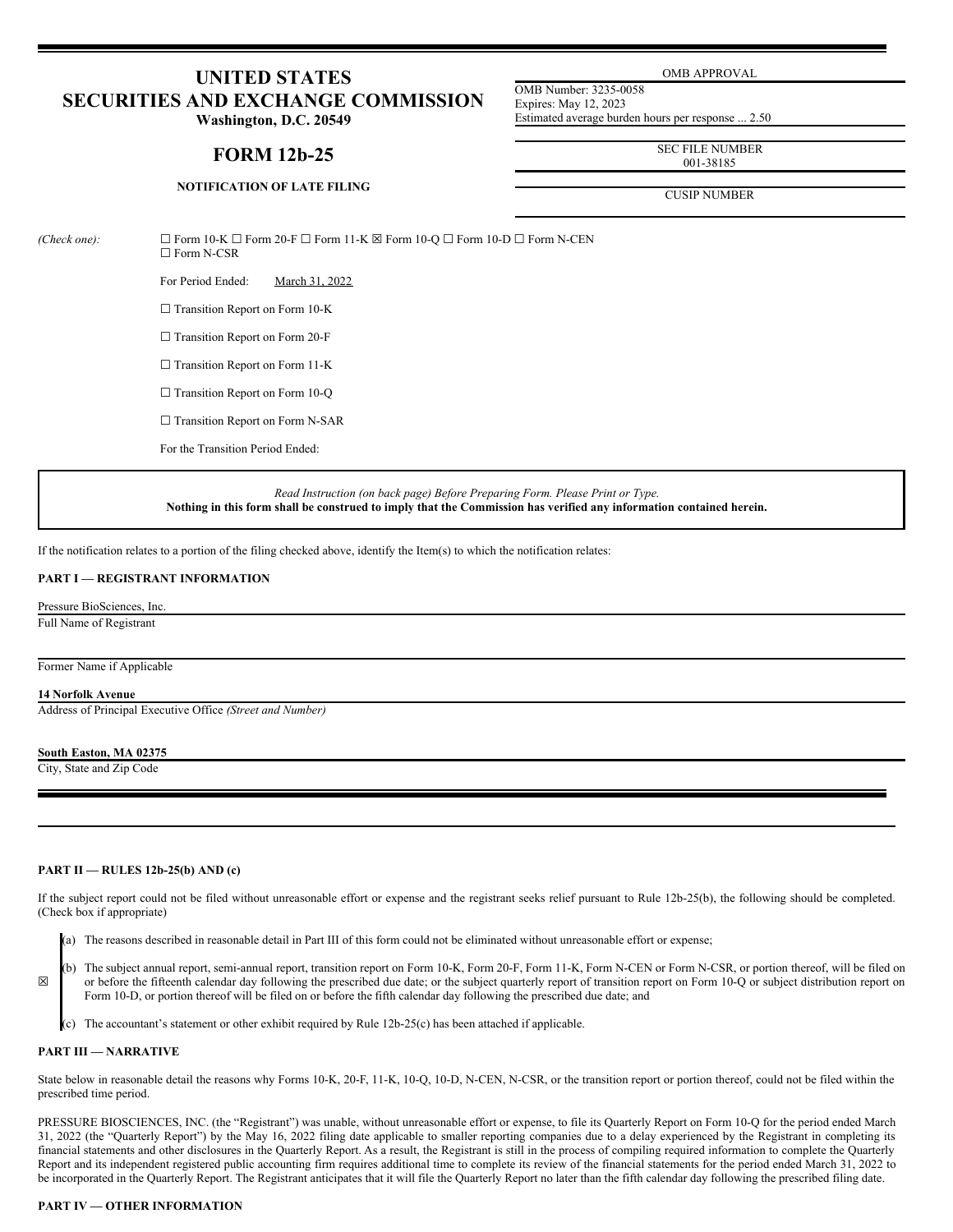# UNITED STATES SECURITIES AND EXCHANGE COMMISSION

**Washington, D.C. 20549**

## FORM 12b-25

**NOTIFICATION OF LATE FILING**

OMB APPROVAL

OMB Number: 3235-0058
Expires: May 12, 2023
Estimated average burden hours per response ... 2.50

SEC FILE NUMBER
001-38185

CUSIP NUMBER

*(Check one):* ☐ Form 10-K ☐ Form 20-F ☐ Form 11-K ☒ Form 10-Q ☐ Form 10-D ☐ Form N-CEN ☐ Form N-CSR

For Period Ended: March 31, 2022

☐ Transition Report on Form 10-K

☐ Transition Report on Form 20-F

☐ Transition Report on Form 11-K

☐ Transition Report on Form 10-Q

☐ Transition Report on Form N-SAR

For the Transition Period Ended:

*Read Instruction (on back page) Before Preparing Form. Please Print or Type.*
**Nothing in this form shall be construed to imply that the Commission has verified any information contained herein.**

If the notification relates to a portion of the filing checked above, identify the Item(s) to which the notification relates:

**PART I — REGISTRANT INFORMATION**

Pressure BioSciences, Inc.
Full Name of Registrant

Former Name if Applicable

**14 Norfolk Avenue**
Address of Principal Executive Office *(Street and Number)*

**South Easton, MA 02375**
City, State and Zip Code

**PART II — RULES 12b-25(b) AND (c)**

If the subject report could not be filed without unreasonable effort or expense and the registrant seeks relief pursuant to Rule 12b-25(b), the following should be completed. (Check box if appropriate)

☒

(a) The reasons described in reasonable detail in Part III of this form could not be eliminated without unreasonable effort or expense;

(b) The subject annual report, semi-annual report, transition report on Form 10-K, Form 20-F, Form 11-K, Form N-CEN or Form N-CSR, or portion thereof, will be filed on or before the fifteenth calendar day following the prescribed due date; or the subject quarterly report of transition report on Form 10-Q or subject distribution report on Form 10-D, or portion thereof will be filed on or before the fifth calendar day following the prescribed due date; and

(c) The accountant's statement or other exhibit required by Rule 12b-25(c) has been attached if applicable.

**PART III — NARRATIVE**

State below in reasonable detail the reasons why Forms 10-K, 20-F, 11-K, 10-Q, 10-D, N-CEN, N-CSR, or the transition report or portion thereof, could not be filed within the prescribed time period.

PRESSURE BIOSCIENCES, INC. (the "Registrant") was unable, without unreasonable effort or expense, to file its Quarterly Report on Form 10-Q for the period ended March 31, 2022 (the "Quarterly Report") by the May 16, 2022 filing date applicable to smaller reporting companies due to a delay experienced by the Registrant in completing its financial statements and other disclosures in the Quarterly Report. As a result, the Registrant is still in the process of compiling required information to complete the Quarterly Report and its independent registered public accounting firm requires additional time to complete its review of the financial statements for the period ended March 31, 2022 to be incorporated in the Quarterly Report. The Registrant anticipates that it will file the Quarterly Report no later than the fifth calendar day following the prescribed filing date.

**PART IV — OTHER INFORMATION**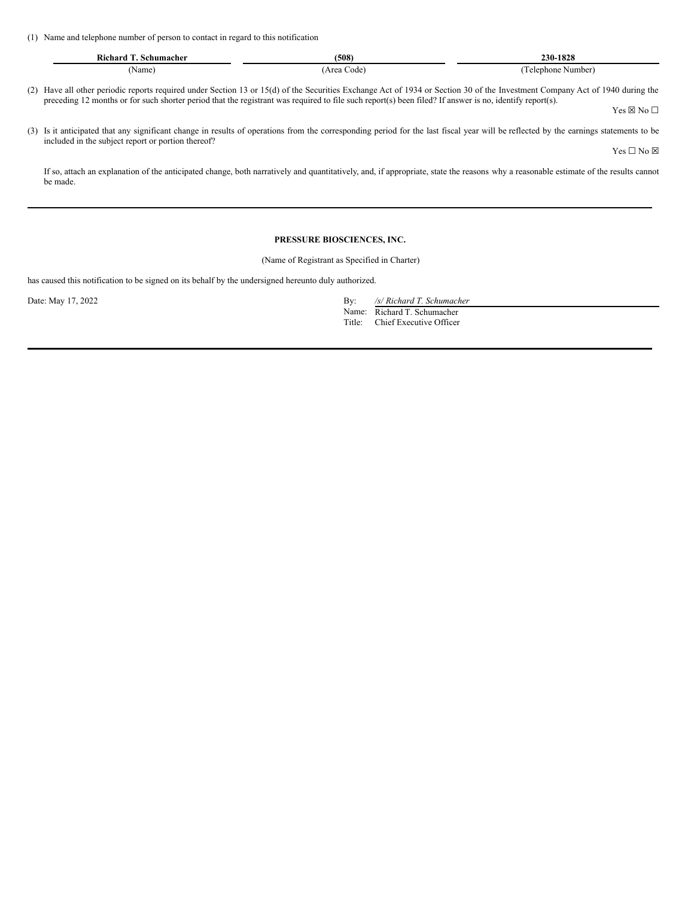(1) Name and telephone number of person to contact in regard to this notification

| **Richard T. Schumacher** | **(508)** | **230-1828** |
|---|---|---|
| (Name) | (Area Code) | (Telephone Number) |

(2) Have all other periodic reports required under Section 13 or 15(d) of the Securities Exchange Act of 1934 or Section 30 of the Investment Company Act of 1940 during the preceding 12 months or for such shorter period that the registrant was required to file such report(s) been filed? If answer is no, identify report(s).

Yes ☒ No ☐

(3) Is it anticipated that any significant change in results of operations from the corresponding period for the last fiscal year will be reflected by the earnings statements to be included in the subject report or portion thereof?

Yes ☐ No ☒

If so, attach an explanation of the anticipated change, both narratively and quantitatively, and, if appropriate, state the reasons why a reasonable estimate of the results cannot be made.

---

**PRESSURE BIOSCIENCES, INC.**

(Name of Registrant as Specified in Charter)

has caused this notification to be signed on its behalf by the undersigned hereunto duly authorized.

Date: May 17, 2022

By: */s/ Richard T. Schumacher*
Name: Richard T. Schumacher
Title: Chief Executive Officer